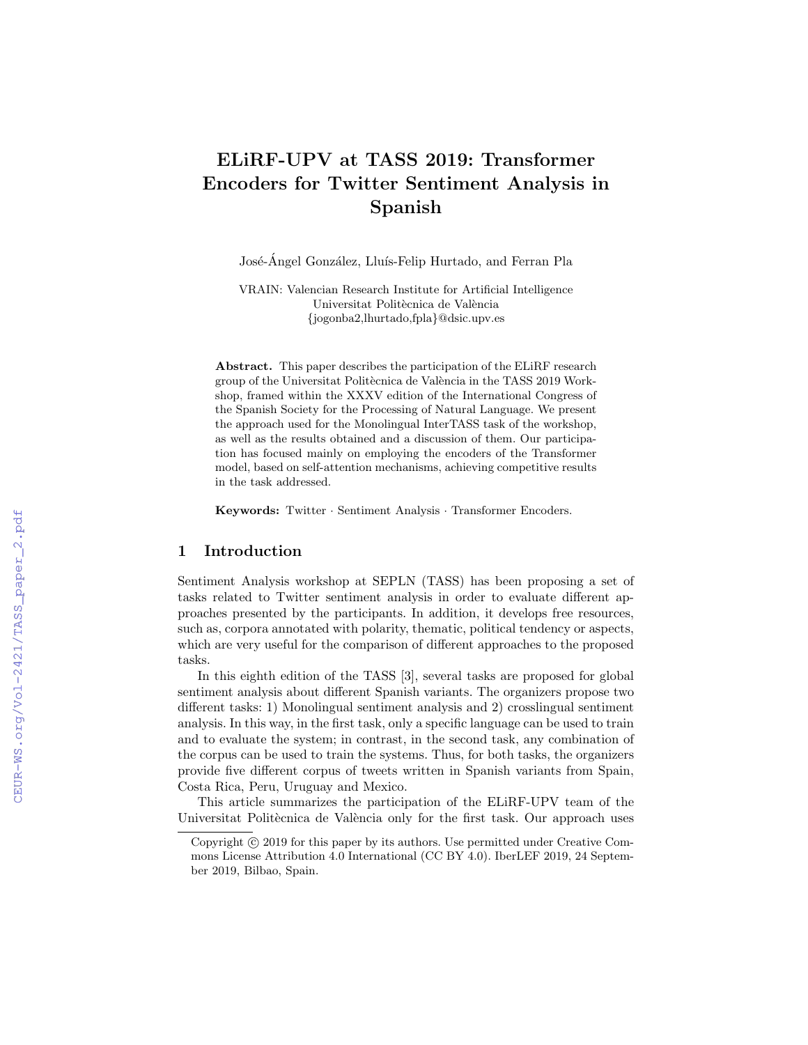# ELiRF-UPV at TASS 2019: Transformer Encoders for Twitter Sentiment Analysis in Spanish

José-Ángel González, Lluís-Felip Hurtado, and Ferran Pla

VRAIN: Valencian Research Institute for Artificial Intelligence
Universitat Politècnica de València
{jogonba2,lhurtado,fpla}@dsic.upv.es

**Abstract.** This paper describes the participation of the ELiRF research group of the Universitat Politècnica de València in the TASS 2019 Workshop, framed within the XXXV edition of the International Congress of the Spanish Society for the Processing of Natural Language. We present the approach used for the Monolingual InterTASS task of the workshop, as well as the results obtained and a discussion of them. Our participation has focused mainly on employing the encoders of the Transformer model, based on self-attention mechanisms, achieving competitive results in the task addressed.

**Keywords:** Twitter · Sentiment Analysis · Transformer Encoders.

## 1 Introduction

Sentiment Analysis workshop at SEPLN (TASS) has been proposing a set of tasks related to Twitter sentiment analysis in order to evaluate different approaches presented by the participants. In addition, it develops free resources, such as, corpora annotated with polarity, thematic, political tendency or aspects, which are very useful for the comparison of different approaches to the proposed tasks.

In this eighth edition of the TASS [3], several tasks are proposed for global sentiment analysis about different Spanish variants. The organizers propose two different tasks: 1) Monolingual sentiment analysis and 2) crosslingual sentiment analysis. In this way, in the first task, only a specific language can be used to train and to evaluate the system; in contrast, in the second task, any combination of the corpus can be used to train the systems. Thus, for both tasks, the organizers provide five different corpus of tweets written in Spanish variants from Spain, Costa Rica, Peru, Uruguay and Mexico.

This article summarizes the participation of the ELiRF-UPV team of the Universitat Politècnica de València only for the first task. Our approach uses

Copyright © 2019 for this paper by its authors. Use permitted under Creative Commons License Attribution 4.0 International (CC BY 4.0). IberLEF 2019, 24 September 2019, Bilbao, Spain.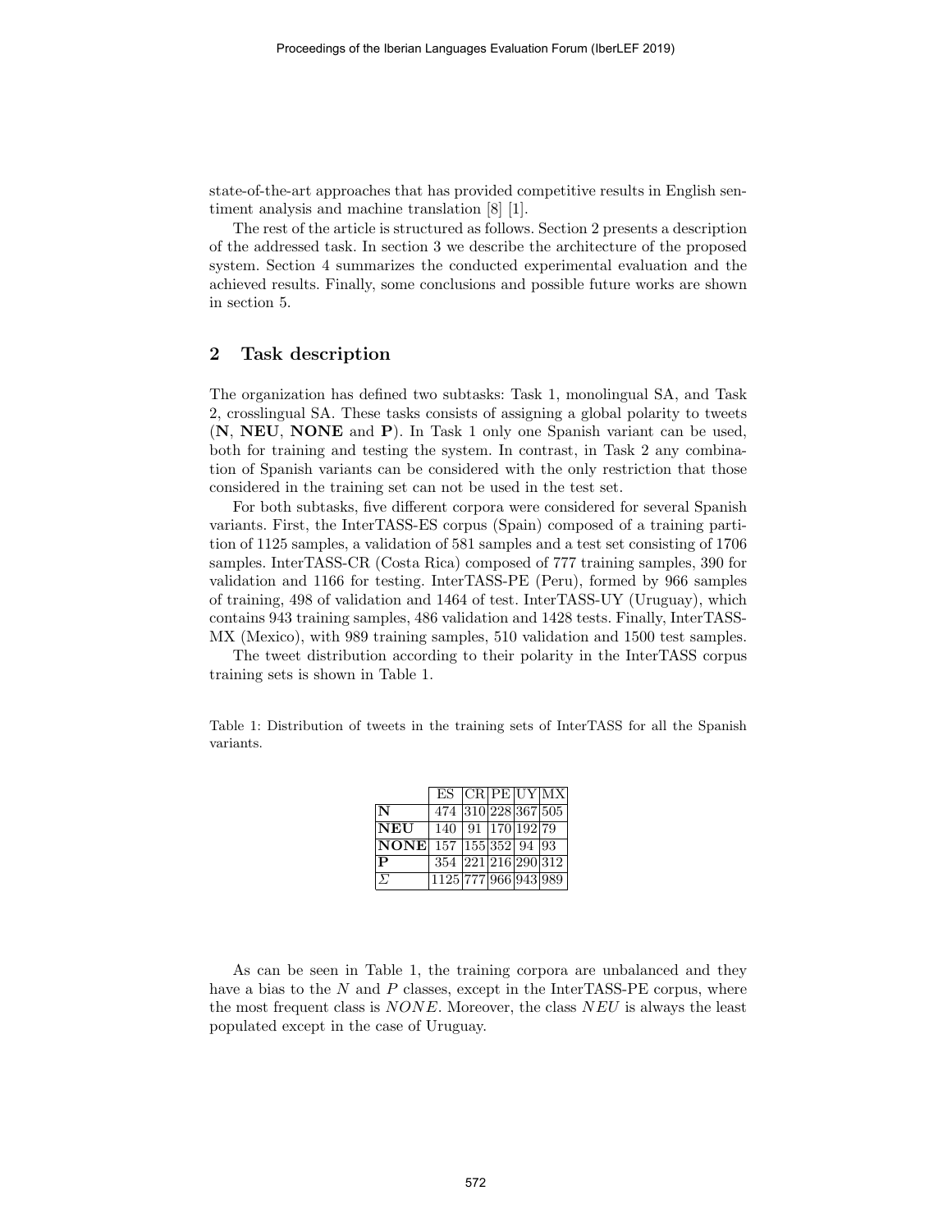state-of-the-art approaches that has provided competitive results in English sentiment analysis and machine translation [8] [1].

The rest of the article is structured as follows. Section 2 presents a description of the addressed task. In section 3 we describe the architecture of the proposed system. Section 4 summarizes the conducted experimental evaluation and the achieved results. Finally, some conclusions and possible future works are shown in section 5.

## 2 Task description

The organization has defined two subtasks: Task 1, monolingual SA, and Task 2, crosslingual SA. These tasks consists of assigning a global polarity to tweets (**N**, **NEU**, **NONE** and **P**). In Task 1 only one Spanish variant can be used, both for training and testing the system. In contrast, in Task 2 any combination of Spanish variants can be considered with the only restriction that those considered in the training set can not be used in the test set.

For both subtasks, five different corpora were considered for several Spanish variants. First, the InterTASS-ES corpus (Spain) composed of a training partition of 1125 samples, a validation of 581 samples and a test set consisting of 1706 samples. InterTASS-CR (Costa Rica) composed of 777 training samples, 390 for validation and 1166 for testing. InterTASS-PE (Peru), formed by 966 samples of training, 498 of validation and 1464 of test. InterTASS-UY (Uruguay), which contains 943 training samples, 486 validation and 1428 tests. Finally, InterTASS-MX (Mexico), with 989 training samples, 510 validation and 1500 test samples.

The tweet distribution according to their polarity in the InterTASS corpus training sets is shown in Table 1.

Table 1: Distribution of tweets in the training sets of InterTASS for all the Spanish variants.

| | ES | CR | PE | UY | MX |
|---|---|---|---|---|---|
| **N** | 474 | 310 | 228 | 367 | 505 |
| **NEU** | 140 | 91 | 170 | 192 | 79 |
| **NONE** | 157 | 155 | 352 | 94 | 93 |
| **P** | 354 | 221 | 216 | 290 | 312 |
| $\Sigma$ | 1125 | 777 | 966 | 943 | 989 |

As can be seen in Table 1, the training corpora are unbalanced and they have a bias to the $N$ and $P$ classes, except in the InterTASS-PE corpus, where the most frequent class is $NONE$. Moreover, the class $NEU$ is always the least populated except in the case of Uruguay.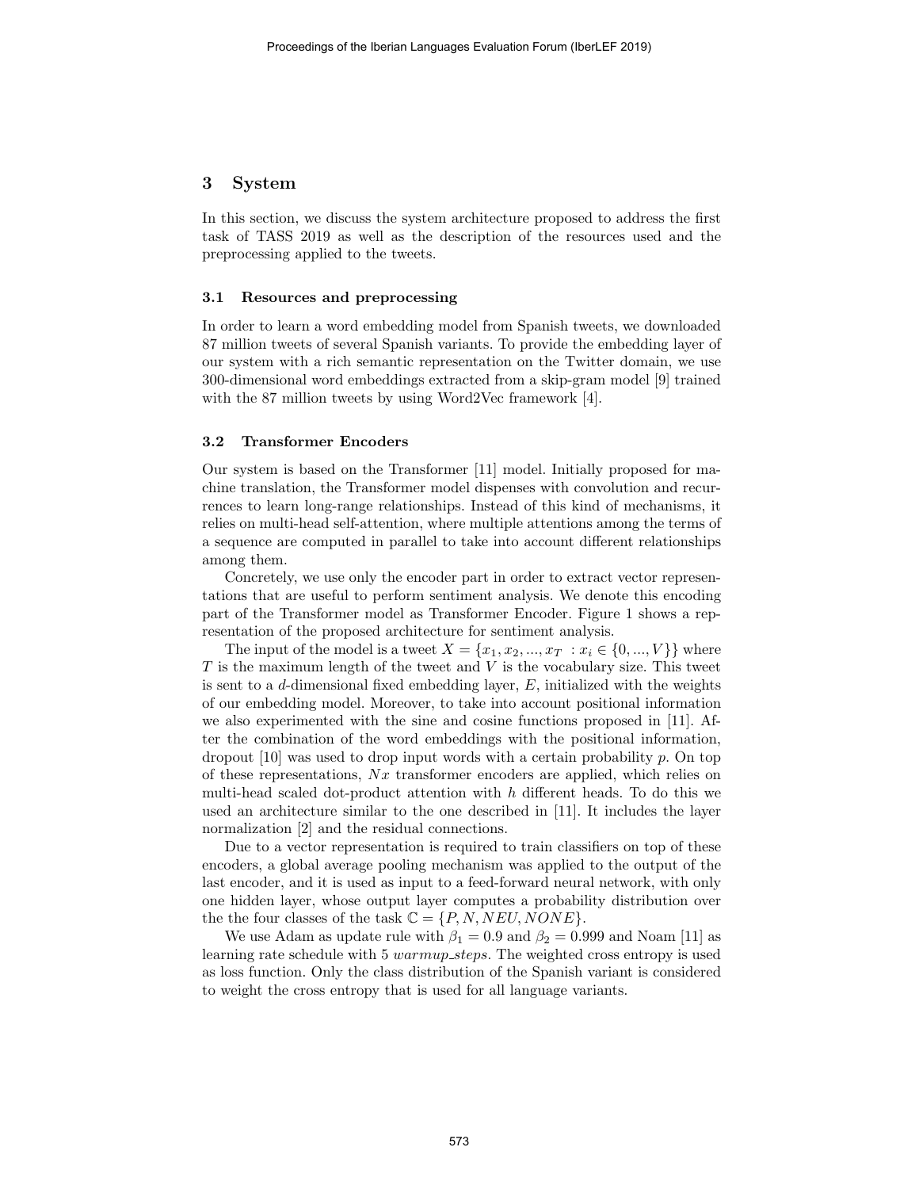## 3 System

In this section, we discuss the system architecture proposed to address the first task of TASS 2019 as well as the description of the resources used and the preprocessing applied to the tweets.

### 3.1 Resources and preprocessing

In order to learn a word embedding model from Spanish tweets, we downloaded 87 million tweets of several Spanish variants. To provide the embedding layer of our system with a rich semantic representation on the Twitter domain, we use 300-dimensional word embeddings extracted from a skip-gram model [9] trained with the 87 million tweets by using Word2Vec framework [4].

### 3.2 Transformer Encoders

Our system is based on the Transformer [11] model. Initially proposed for machine translation, the Transformer model dispenses with convolution and recurrences to learn long-range relationships. Instead of this kind of mechanisms, it relies on multi-head self-attention, where multiple attentions among the terms of a sequence are computed in parallel to take into account different relationships among them.

Concretely, we use only the encoder part in order to extract vector representations that are useful to perform sentiment analysis. We denote this encoding part of the Transformer model as Transformer Encoder. Figure 1 shows a representation of the proposed architecture for sentiment analysis.

The input of the model is a tweet $X = \{x_1, x_2, ..., x_T \ : x_i \in \{0, ..., V\}\}$ where $T$ is the maximum length of the tweet and $V$ is the vocabulary size. This tweet is sent to a $d$-dimensional fixed embedding layer, $E$, initialized with the weights of our embedding model. Moreover, to take into account positional information we also experimented with the sine and cosine functions proposed in [11]. After the combination of the word embeddings with the positional information, dropout [10] was used to drop input words with a certain probability $p$. On top of these representations, $Nx$ transformer encoders are applied, which relies on multi-head scaled dot-product attention with $h$ different heads. To do this we used an architecture similar to the one described in [11]. It includes the layer normalization [2] and the residual connections.

Due to a vector representation is required to train classifiers on top of these encoders, a global average pooling mechanism was applied to the output of the last encoder, and it is used as input to a feed-forward neural network, with only one hidden layer, whose output layer computes a probability distribution over the the four classes of the task $\mathbb{C} = \{P, N, NEU, NONE\}$.

We use Adam as update rule with $\beta_1 = 0.9$ and $\beta_2 = 0.999$ and Noam [11] as learning rate schedule with 5 *warmup_steps*. The weighted cross entropy is used as loss function. Only the class distribution of the Spanish variant is considered to weight the cross entropy that is used for all language variants.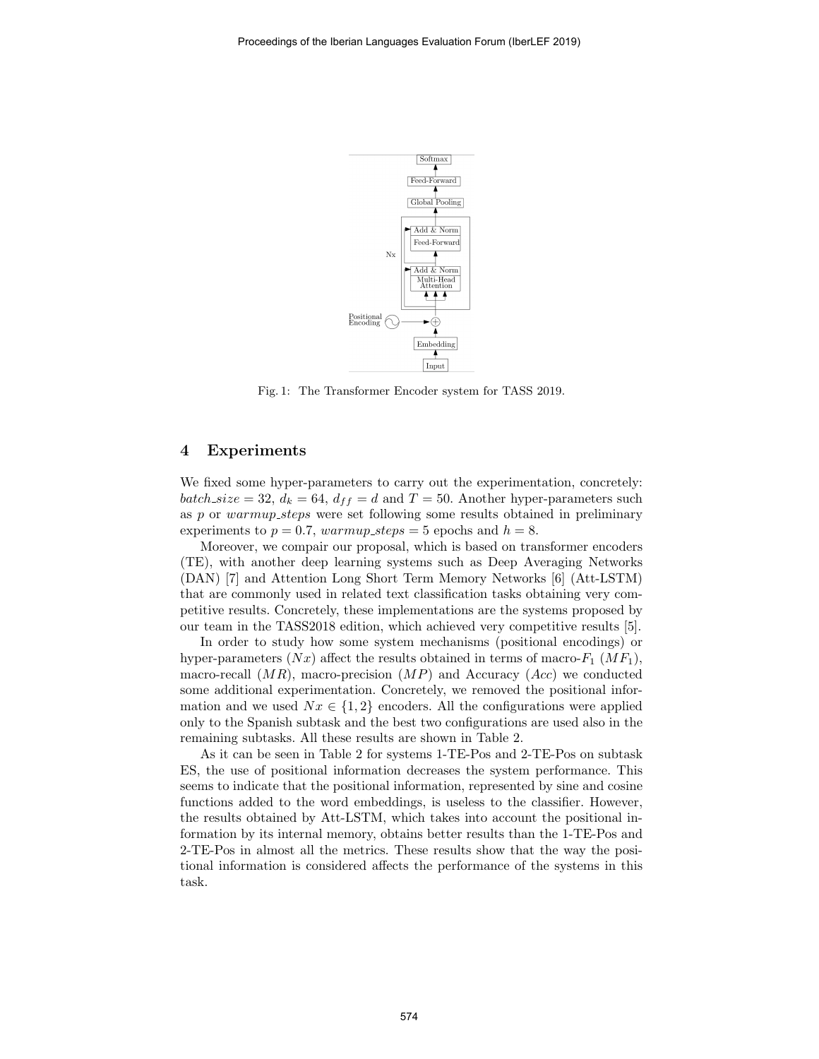Fig. 1: The Transformer Encoder system for TASS 2019.

## 4 Experiments

We fixed some hyper-parameters to carry out the experimentation, concretely: $batch\_size = 32$, $d_k = 64$, $d_{ff} = d$ and $T = 50$. Another hyper-parameters such as $p$ or $warmup\_steps$ were set following some results obtained in preliminary experiments to $p = 0.7$, $warmup\_steps = 5$ epochs and $h = 8$.

Moreover, we compair our proposal, which is based on transformer encoders (TE), with another deep learning systems such as Deep Averaging Networks (DAN) [7] and Attention Long Short Term Memory Networks [6] (Att-LSTM) that are commonly used in related text classification tasks obtaining very competitive results. Concretely, these implementations are the systems proposed by our team in the TASS2018 edition, which achieved very competitive results [5].

In order to study how some system mechanisms (positional encodings) or hyper-parameters ($Nx$) affect the results obtained in terms of macro-$F_1$ ($MF_1$), macro-recall ($MR$), macro-precision ($MP$) and Accuracy ($Acc$) we conducted some additional experimentation. Concretely, we removed the positional information and we used $Nx \in \{1, 2\}$ encoders. All the configurations were applied only to the Spanish subtask and the best two configurations are used also in the remaining subtasks. All these results are shown in Table 2.

As it can be seen in Table 2 for systems 1-TE-Pos and 2-TE-Pos on subtask ES, the use of positional information decreases the system performance. This seems to indicate that the positional information, represented by sine and cosine functions added to the word embeddings, is useless to the classifier. However, the results obtained by Att-LSTM, which takes into account the positional information by its internal memory, obtains better results than the 1-TE-Pos and 2-TE-Pos in almost all the metrics. These results show that the way the positional information is considered affects the performance of the systems in this task.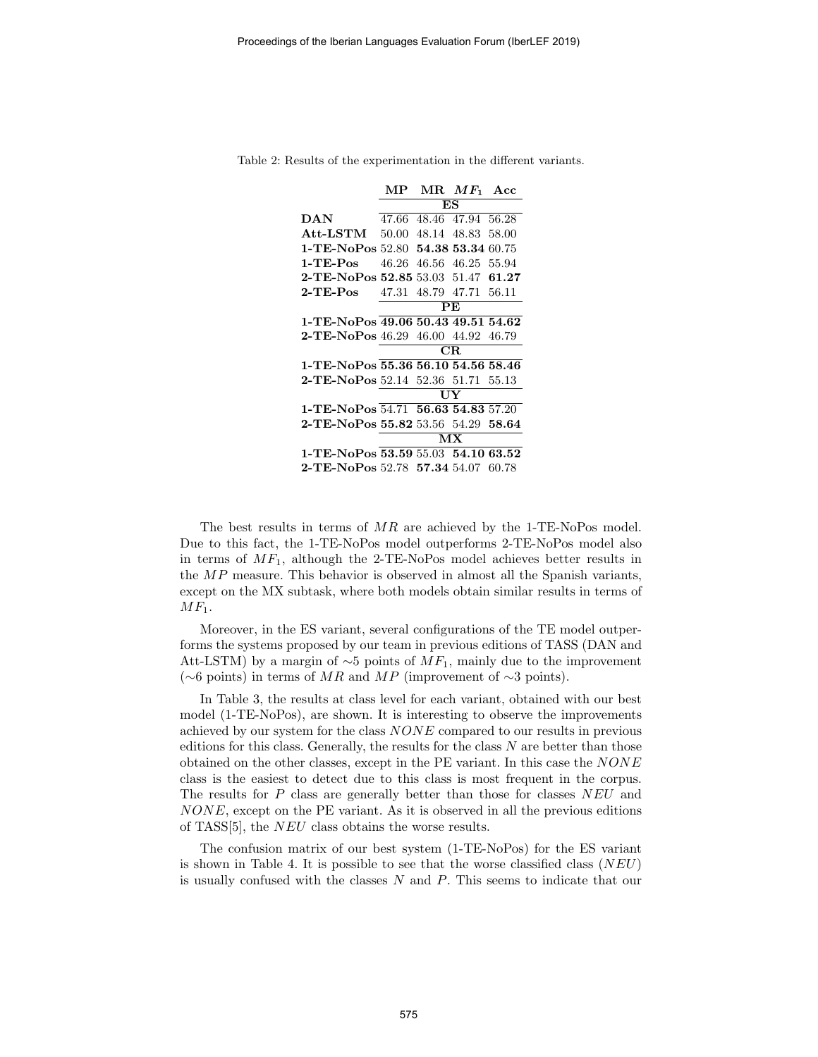Table 2: Results of the experimentation in the different variants.

| | MP | MR | $MF_1$ | Acc |
|---|---|---|---|---|
| | **ES** | | | |
| **DAN** | 47.66 | 48.46 | 47.94 | 56.28 |
| **Att-LSTM** | 50.00 | 48.14 | 48.83 | 58.00 |
| **1-TE-NoPos** | 52.80 | **54.38** | **53.34** | 60.75 |
| **1-TE-Pos** | 46.26 | 46.56 | 46.25 | 55.94 |
| **2-TE-NoPos** | **52.85** | 53.03 | 51.47 | **61.27** |
| **2-TE-Pos** | 47.31 | 48.79 | 47.71 | 56.11 |
| | **PE** | | | |
| **1-TE-NoPos** | **49.06** | **50.43** | **49.51** | **54.62** |
| **2-TE-NoPos** | 46.29 | 46.00 | 44.92 | 46.79 |
| | **CR** | | | |
| **1-TE-NoPos** | **55.36** | **56.10** | **54.56** | **58.46** |
| **2-TE-NoPos** | 52.14 | 52.36 | 51.71 | 55.13 |
| | **UY** | | | |
| **1-TE-NoPos** | 54.71 | **56.63** | **54.83** | 57.20 |
| **2-TE-NoPos** | **55.82** | 53.56 | 54.29 | **58.64** |
| | **MX** | | | |
| **1-TE-NoPos** | **53.59** | 55.03 | **54.10** | **63.52** |
| **2-TE-NoPos** | 52.78 | **57.34** | 54.07 | 60.78 |

The best results in terms of $MR$ are achieved by the 1-TE-NoPos model. Due to this fact, the 1-TE-NoPos model outperforms 2-TE-NoPos model also in terms of $MF_1$, although the 2-TE-NoPos model achieves better results in the $MP$ measure. This behavior is observed in almost all the Spanish variants, except on the MX subtask, where both models obtain similar results in terms of $MF_1$.

Moreover, in the ES variant, several configurations of the TE model outperforms the systems proposed by our team in previous editions of TASS (DAN and Att-LSTM) by a margin of $\sim$5 points of $MF_1$, mainly due to the improvement ($\sim$6 points) in terms of $MR$ and $MP$ (improvement of $\sim$3 points).

In Table 3, the results at class level for each variant, obtained with our best model (1-TE-NoPos), are shown. It is interesting to observe the improvements achieved by our system for the class $NONE$ compared to our results in previous editions for this class. Generally, the results for the class $N$ are better than those obtained on the other classes, except in the PE variant. In this case the $NONE$ class is the easiest to detect due to this class is most frequent in the corpus. The results for $P$ class are generally better than those for classes $NEU$ and $NONE$, except on the PE variant. As it is observed in all the previous editions of TASS[5], the $NEU$ class obtains the worse results.

The confusion matrix of our best system (1-TE-NoPos) for the ES variant is shown in Table 4. It is possible to see that the worse classified class ($NEU$) is usually confused with the classes $N$ and $P$. This seems to indicate that our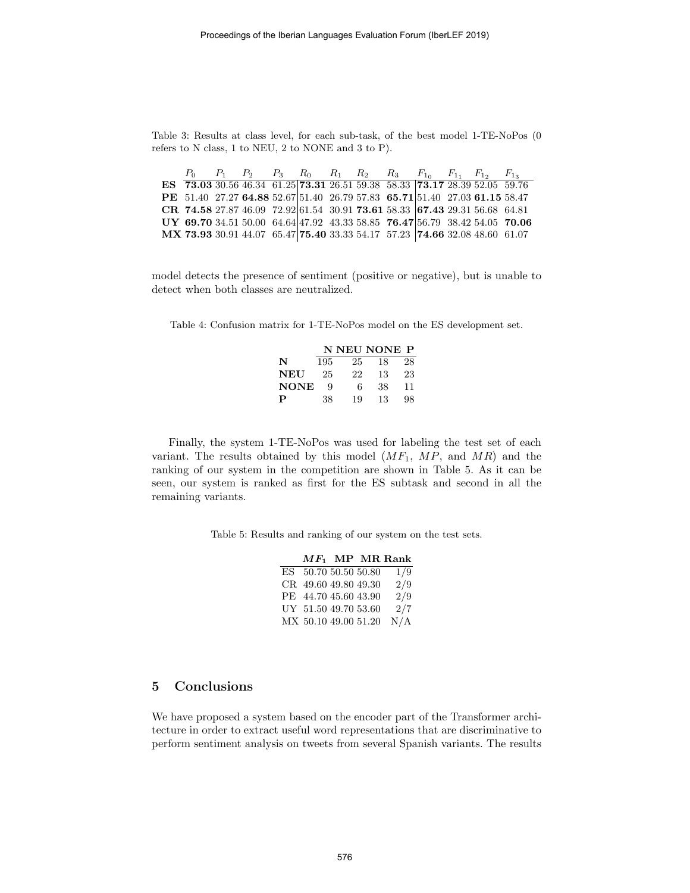Table 3: Results at class level, for each sub-task, of the best model 1-TE-NoPos (0 refers to N class, 1 to NEU, 2 to NONE and 3 to P).

| | $P_0$ | $P_1$ | $P_2$ | $P_3$ | $R_0$ | $R_1$ | $R_2$ | $R_3$ | $F_{1_0}$ | $F_{1_1}$ | $F_{1_2}$ | $F_{1_3}$ |
|---|---|---|---|---|---|---|---|---|---|---|---|---|
| **ES** | **73.03** | 30.56 | 46.34 | 61.25 | **73.31** | 26.51 | 59.38 | 58.33 | **73.17** | 28.39 | 52.05 | 59.76 |
| **PE** | 51.40 | 27.27 | **64.88** | 52.67 | 51.40 | 26.79 | 57.83 | **65.71** | 51.40 | 27.03 | **61.15** | 58.47 |
| **CR** | **74.58** | 27.87 | 46.09 | 72.92 | 61.54 | 30.91 | **73.61** | 58.33 | **67.43** | 29.31 | 56.68 | 64.81 |
| **UY** | **69.70** | 34.51 | 50.00 | 64.64 | 47.92 | 43.33 | 58.85 | **76.47** | 56.79 | 38.42 | 54.05 | **70.06** |
| **MX** | **73.93** | 30.91 | 44.07 | 65.47 | **75.40** | 33.33 | 54.17 | 57.23 | **74.66** | 32.08 | 48.60 | 61.07 |

model detects the presence of sentiment (positive or negative), but is unable to detect when both classes are neutralized.

Table 4: Confusion matrix for 1-TE-NoPos model on the ES development set.

| | **N** | **NEU** | **NONE** | **P** |
|---|---|---|---|---|
| **N** | 195 | 25 | 18 | 28 |
| **NEU** | 25 | 22 | 13 | 23 |
| **NONE** | 9 | 6 | 38 | 11 |
| **P** | 38 | 19 | 13 | 98 |

Finally, the system 1-TE-NoPos was used for labeling the test set of each variant. The results obtained by this model ($MF_1$, $MP$, and $MR$) and the ranking of our system in the competition are shown in Table 5. As it can be seen, our system is ranked as first for the ES subtask and second in all the remaining variants.

Table 5: Results and ranking of our system on the test sets.

| | $MF_1$ | MP | MR | Rank |
|---|---|---|---|---|
| ES | 50.70 | 50.50 | 50.80 | 1/9 |
| CR | 49.60 | 49.80 | 49.30 | 2/9 |
| PE | 44.70 | 45.60 | 43.90 | 2/9 |
| UY | 51.50 | 49.70 | 53.60 | 2/7 |
| MX | 50.10 | 49.00 | 51.20 | N/A |

## 5 Conclusions

We have proposed a system based on the encoder part of the Transformer architecture in order to extract useful word representations that are discriminative to perform sentiment analysis on tweets from several Spanish variants. The results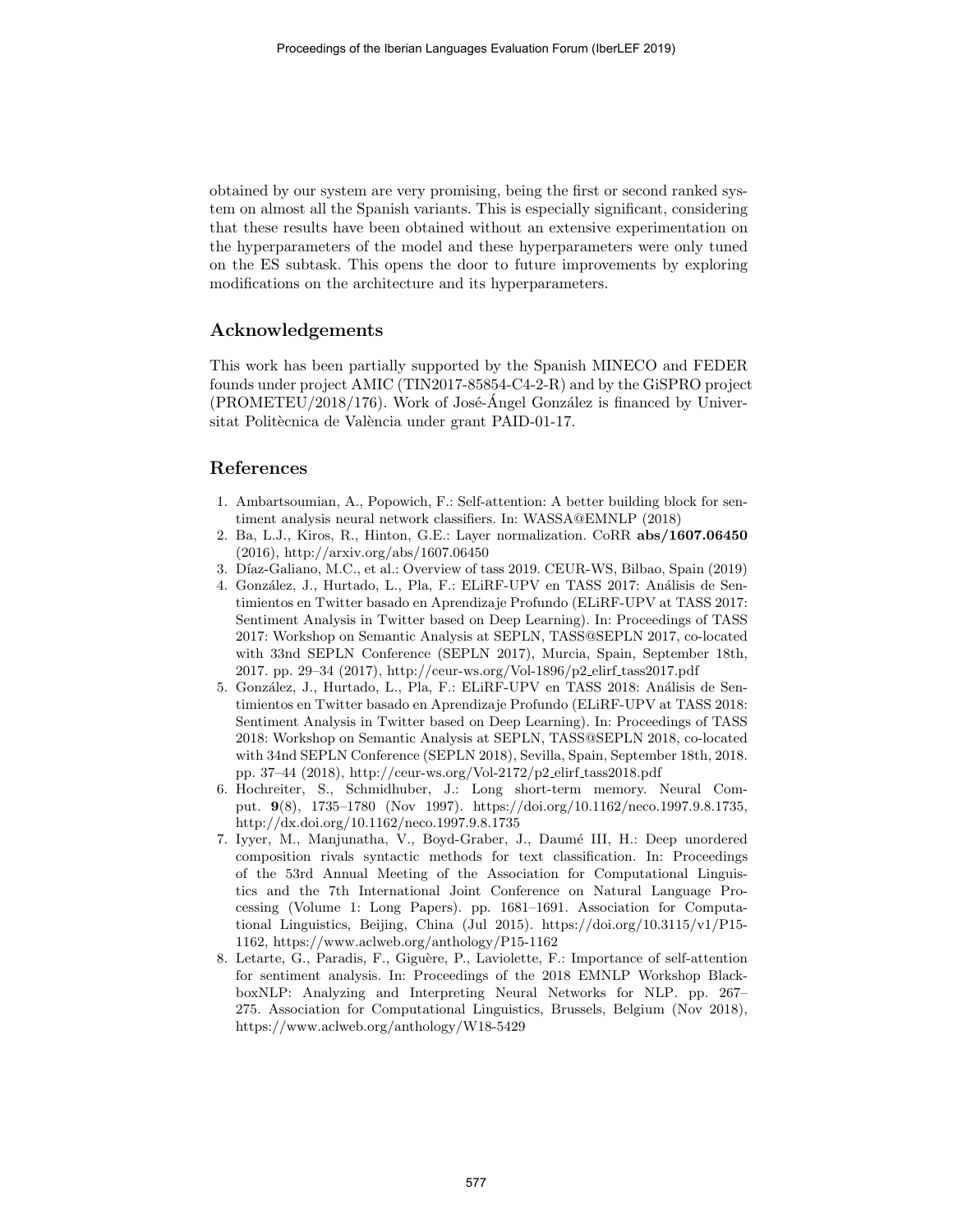obtained by our system are very promising, being the first or second ranked system on almost all the Spanish variants. This is especially significant, considering that these results have been obtained without an extensive experimentation on the hyperparameters of the model and these hyperparameters were only tuned on the ES subtask. This opens the door to future improvements by exploring modifications on the architecture and its hyperparameters.

## Acknowledgements

This work has been partially supported by the Spanish MINECO and FEDER founds under project AMIC (TIN2017-85854-C4-2-R) and by the GiSPRO project (PROMETEU/2018/176). Work of José-Ángel González is financed by Universitat Politècnica de València under grant PAID-01-17.

## References

1. Ambartsoumian, A., Popowich, F.: Self-attention: A better building block for sentiment analysis neural network classifiers. In: WASSA@EMNLP (2018)
2. Ba, L.J., Kiros, R., Hinton, G.E.: Layer normalization. CoRR **abs/1607.06450** (2016), http://arxiv.org/abs/1607.06450
3. Díaz-Galiano, M.C., et al.: Overview of tass 2019. CEUR-WS, Bilbao, Spain (2019)
4. González, J., Hurtado, L., Pla, F.: ELiRF-UPV en TASS 2017: Análisis de Sentimientos en Twitter basado en Aprendizaje Profundo (ELiRF-UPV at TASS 2017: Sentiment Analysis in Twitter based on Deep Learning). In: Proceedings of TASS 2017: Workshop on Semantic Analysis at SEPLN, TASS@SEPLN 2017, co-located with 33nd SEPLN Conference (SEPLN 2017), Murcia, Spain, September 18th, 2017. pp. 29–34 (2017), http://ceur-ws.org/Vol-1896/p2_elirf_tass2017.pdf
5. González, J., Hurtado, L., Pla, F.: ELiRF-UPV en TASS 2018: Análisis de Sentimientos en Twitter basado en Aprendizaje Profundo (ELiRF-UPV at TASS 2018: Sentiment Analysis in Twitter based on Deep Learning). In: Proceedings of TASS 2018: Workshop on Semantic Analysis at SEPLN, TASS@SEPLN 2018, co-located with 34nd SEPLN Conference (SEPLN 2018), Sevilla, Spain, September 18th, 2018. pp. 37–44 (2018), http://ceur-ws.org/Vol-2172/p2_elirf_tass2018.pdf
6. Hochreiter, S., Schmidhuber, J.: Long short-term memory. Neural Comput. **9**(8), 1735–1780 (Nov 1997). https://doi.org/10.1162/neco.1997.9.8.1735, http://dx.doi.org/10.1162/neco.1997.9.8.1735
7. Iyyer, M., Manjunatha, V., Boyd-Graber, J., Daumé III, H.: Deep unordered composition rivals syntactic methods for text classification. In: Proceedings of the 53rd Annual Meeting of the Association for Computational Linguistics and the 7th International Joint Conference on Natural Language Processing (Volume 1: Long Papers). pp. 1681–1691. Association for Computational Linguistics, Beijing, China (Jul 2015). https://doi.org/10.3115/v1/P15-1162, https://www.aclweb.org/anthology/P15-1162
8. Letarte, G., Paradis, F., Giguère, P., Laviolette, F.: Importance of self-attention for sentiment analysis. In: Proceedings of the 2018 EMNLP Workshop BlackboxNLP: Analyzing and Interpreting Neural Networks for NLP. pp. 267–275. Association for Computational Linguistics, Brussels, Belgium (Nov 2018), https://www.aclweb.org/anthology/W18-5429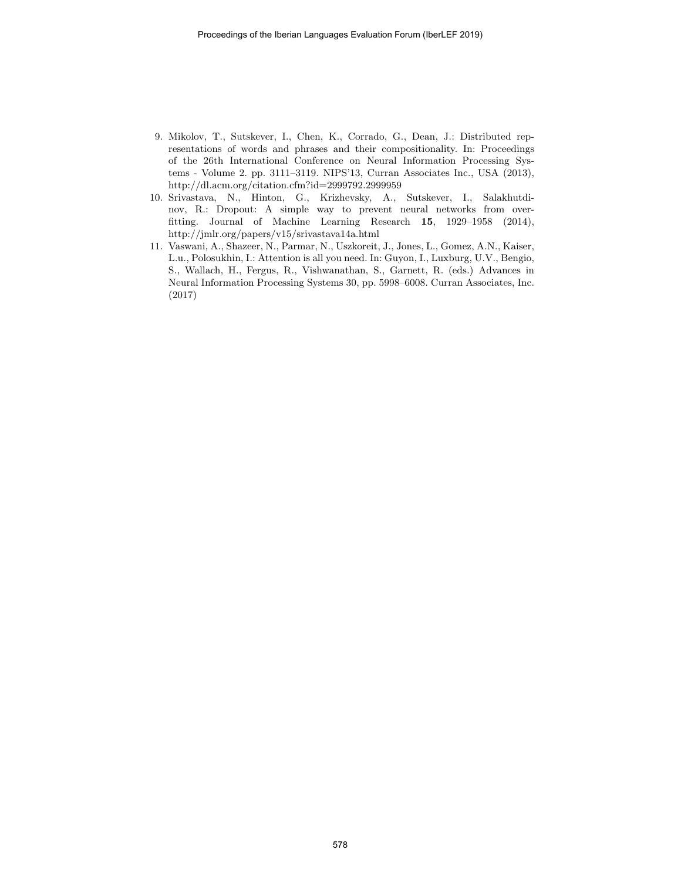9. Mikolov, T., Sutskever, I., Chen, K., Corrado, G., Dean, J.: Distributed representations of words and phrases and their compositionality. In: Proceedings of the 26th International Conference on Neural Information Processing Systems - Volume 2. pp. 3111–3119. NIPS'13, Curran Associates Inc., USA (2013), http://dl.acm.org/citation.cfm?id=2999792.2999959
10. Srivastava, N., Hinton, G., Krizhevsky, A., Sutskever, I., Salakhutdinov, R.: Dropout: A simple way to prevent neural networks from overfitting. Journal of Machine Learning Research **15**, 1929–1958 (2014), http://jmlr.org/papers/v15/srivastava14a.html
11. Vaswani, A., Shazeer, N., Parmar, N., Uszkoreit, J., Jones, L., Gomez, A.N., Kaiser, L.u., Polosukhin, I.: Attention is all you need. In: Guyon, I., Luxburg, U.V., Bengio, S., Wallach, H., Fergus, R., Vishwanathan, S., Garnett, R. (eds.) Advances in Neural Information Processing Systems 30, pp. 5998–6008. Curran Associates, Inc. (2017)